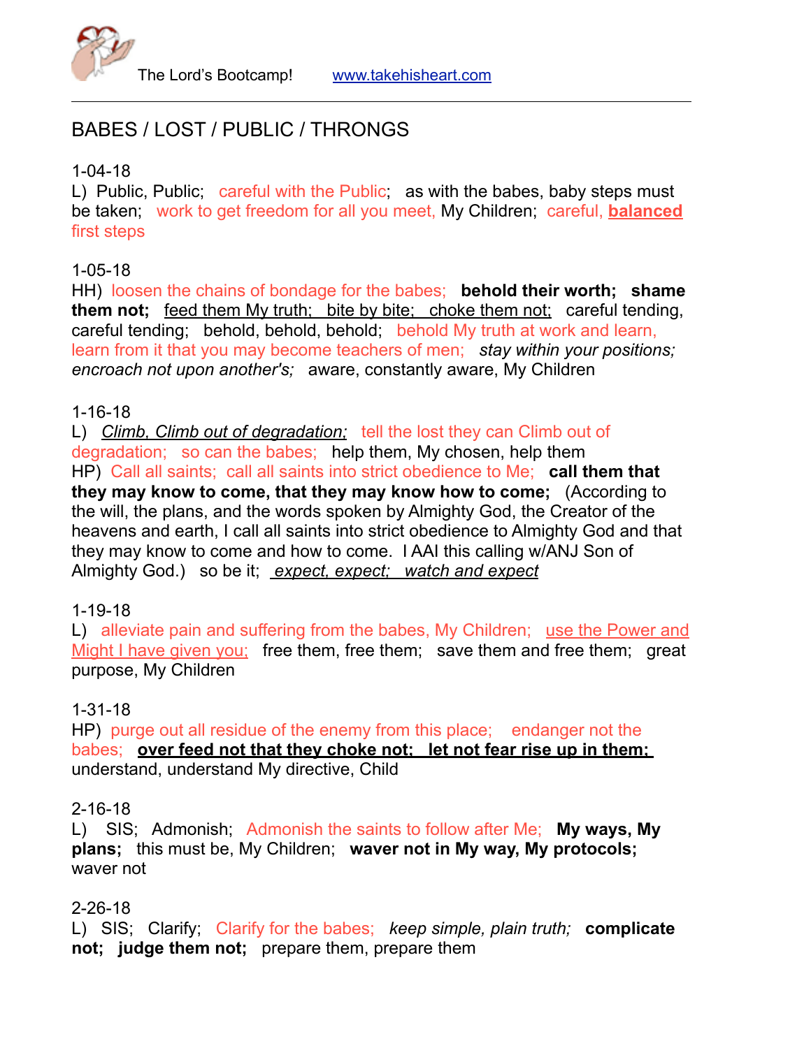The Lord's Bootcamp! www.takehisheart.com

---

## BABES / LOST / PUBLIC / THRONGS

1-04-18
L) Public, Public; careful with the Public; as with the babes, baby steps must be taken; work to get freedom for all you meet, My Children; careful, **balanced** first steps

1-05-18
HH) loosen the chains of bondage for the babes; **behold their worth; shame them not;** feed them My truth; bite by bite; choke them not; careful tending, careful tending; behold, behold, behold; behold My truth at work and learn, learn from it that you may become teachers of men; *stay within your positions; encroach not upon another's;* aware, constantly aware, My Children

1-16-18
L) *Climb, Climb out of degradation;* tell the lost they can Climb out of degradation; so can the babes; help them, My chosen, help them
HP) Call all saints; call all saints into strict obedience to Me; **call them that they may know to come, that they may know how to come;** (According to the will, the plans, and the words spoken by Almighty God, the Creator of the heavens and earth, I call all saints into strict obedience to Almighty God and that they may know to come and how to come. I AAI this calling w/ANJ Son of Almighty God.) so be it; *expect, expect; watch and expect*

1-19-18
L) alleviate pain and suffering from the babes, My Children; use the Power and Might I have given you; free them, free them; save them and free them; great purpose, My Children

1-31-18
HP) purge out all residue of the enemy from this place; endanger not the babes; **over feed not that they choke not; let not fear rise up in them;** understand, understand My directive, Child

2-16-18
L) SIS; Admonish; Admonish the saints to follow after Me; **My ways, My plans;** this must be, My Children; **waver not in My way, My protocols;** waver not

2-26-18
L) SIS; Clarify; Clarify for the babes; *keep simple, plain truth;* **complicate not; judge them not;** prepare them, prepare them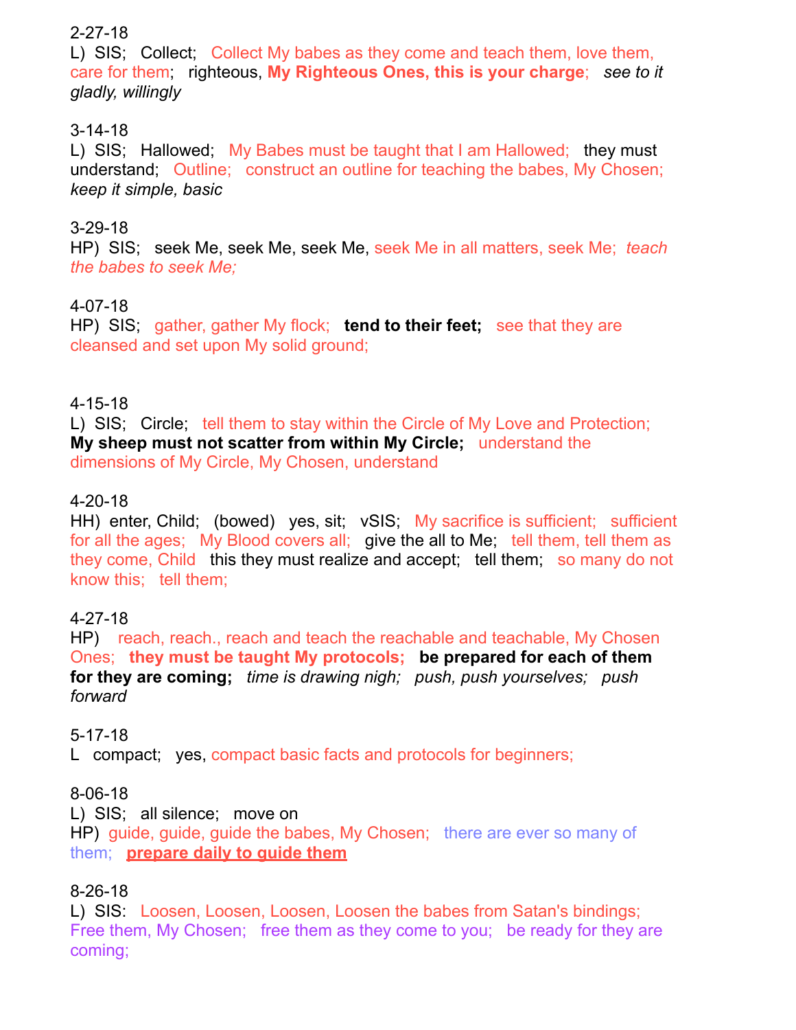2-27-18
L) SIS; Collect; Collect My babes as they come and teach them, love them, care for them; righteous, **My Righteous Ones, this is your charge**; *see to it gladly, willingly*

3-14-18
L) SIS; Hallowed; My Babes must be taught that I am Hallowed; they must understand; Outline; construct an outline for teaching the babes, My Chosen; *keep it simple, basic*

3-29-18
HP) SIS; seek Me, seek Me, seek Me, seek Me in all matters, seek Me; *teach the babes to seek Me;*

4-07-18
HP) SIS; gather, gather My flock; **tend to their feet;** see that they are cleansed and set upon My solid ground;

4-15-18
L) SIS; Circle; tell them to stay within the Circle of My Love and Protection; **My sheep must not scatter from within My Circle;** understand the dimensions of My Circle, My Chosen, understand

4-20-18
HH) enter, Child; (bowed) yes, sit; vSIS; My sacrifice is sufficient; sufficient for all the ages; My Blood covers all; give the all to Me; tell them, tell them as they come, Child this they must realize and accept; tell them; so many do not know this; tell them;

4-27-18
HP) reach, reach., reach and teach the reachable and teachable, My Chosen Ones; **they must be taught My protocols; be prepared for each of them for they are coming;** *time is drawing nigh; push, push yourselves; push forward*

5-17-18
L compact; yes, compact basic facts and protocols for beginners;

8-06-18
L) SIS; all silence; move on
HP) guide, guide, guide the babes, My Chosen; there are ever so many of them; **prepare daily to guide them**

8-26-18
L) SIS: Loosen, Loosen, Loosen, Loosen the babes from Satan's bindings; Free them, My Chosen; free them as they come to you; be ready for they are coming;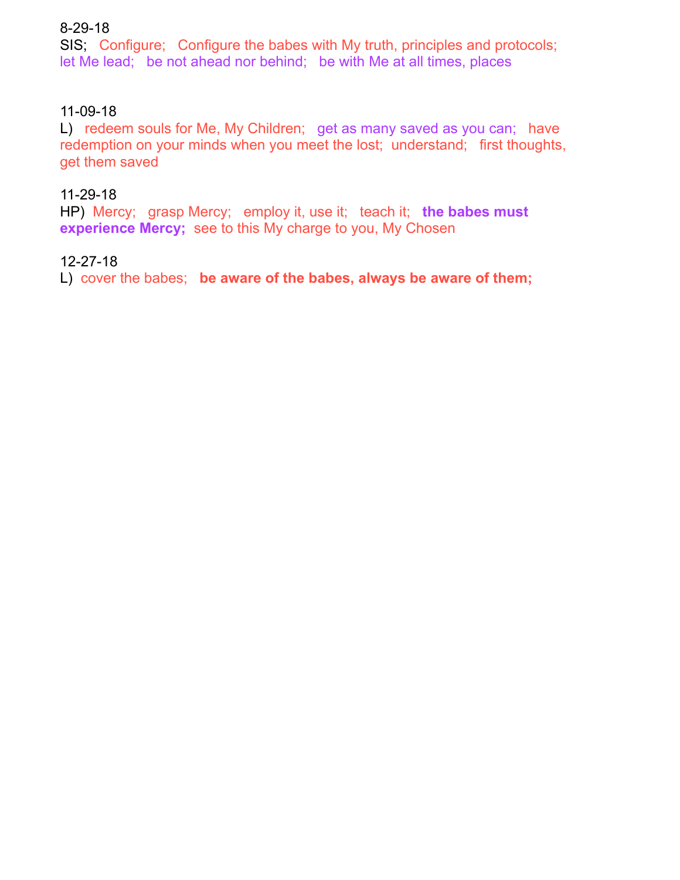8-29-18

SIS; Configure; Configure the babes with My truth, principles and protocols; let Me lead; be not ahead nor behind; be with Me at all times, places

11-09-18

L) redeem souls for Me, My Children; get as many saved as you can; have redemption on your minds when you meet the lost; understand; first thoughts, get them saved

11-29-18

HP) Mercy; grasp Mercy; employ it, use it; teach it; **the babes must experience Mercy;** see to this My charge to you, My Chosen

12-27-18

L) cover the babes; **be aware of the babes, always be aware of them;**